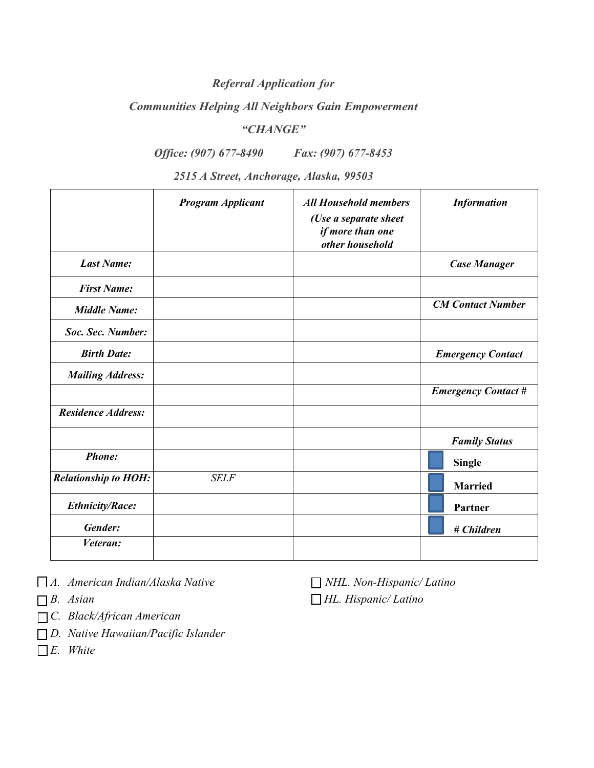*Referral Application for*

*Communities Helping All Neighbors Gain Empowerment*

*"CHANGE"*

*Office: (907) 677-8490 Fax: (907) 677-8453*

*2515 A Street, Anchorage, Alaska, 99503*

| | *Program Applicant* | *All Household members (Use a separate sheet if more than one other household* | *Information* |
|---|---|---|---|
| *Last Name:* | | | *Case Manager* |
| *First Name:* | | | |
| *Middle Name:* | | | *CM Contact Number* |
| *Soc. Sec. Number:* | | | |
| *Birth Date:* | | | *Emergency Contact* |
| *Mailing Address:* | | | |
| | | | *Emergency Contact #* |
| *Residence Address:* | | | |
| | | | *Family Status* |
| *Phone:* | | | ☐ **Single** |
| *Relationship to HOH:* | *SELF* | | ☐ **Married** |
| *Ethnicity/Race:* | | | ☐ **Partner** |
| *Gender:* | | | ☐ ***# Children*** |
| *Veteran:* | | | |

☐ *A. American Indian/Alaska Native*

☐ *B. Asian*

☐ *C. Black/African American*

☐ *D. Native Hawaiian/Pacific Islander*

☐ *E. White*

☐ *NHL. Non-Hispanic/ Latino*

☐ *HL. Hispanic/ Latino*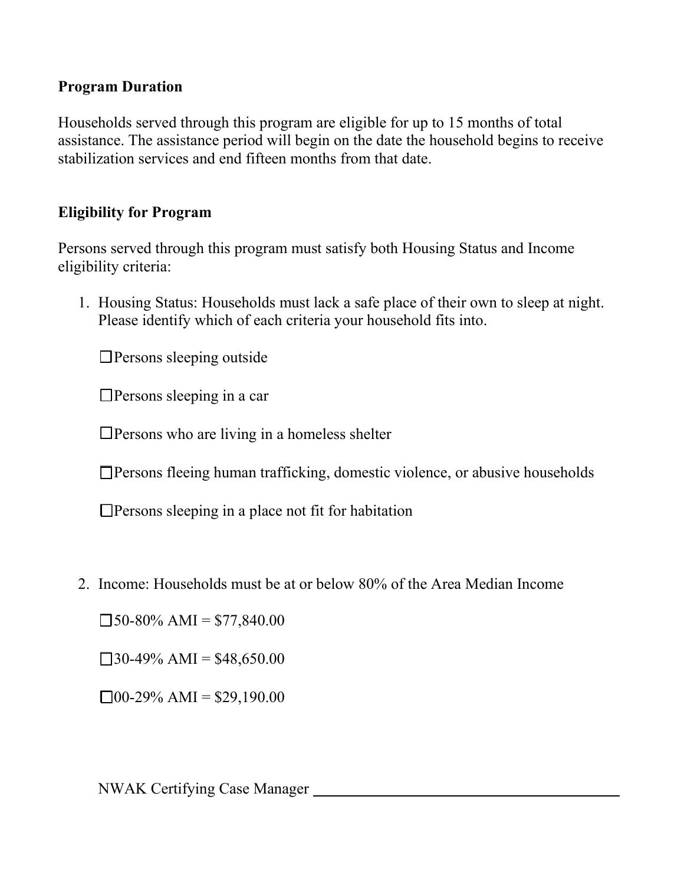**Program Duration**

Households served through this program are eligible for up to 15 months of total assistance. The assistance period will begin on the date the household begins to receive stabilization services and end fifteen months from that date.

**Eligibility for Program**

Persons served through this program must satisfy both Housing Status and Income eligibility criteria:

1. Housing Status: Households must lack a safe place of their own to sleep at night. Please identify which of each criteria your household fits into.

   ☐Persons sleeping outside

   ☐Persons sleeping in a car

   ☐Persons who are living in a homeless shelter

   ☐Persons fleeing human trafficking, domestic violence, or abusive households

   ☐Persons sleeping in a place not fit for habitation

2. Income: Households must be at or below 80% of the Area Median Income

   ☐50-80% AMI = $77,840.00

   ☐30-49% AMI = $48,650.00

   ☐00-29% AMI = $29,190.00

NWAK Certifying Case Manager ___________________________________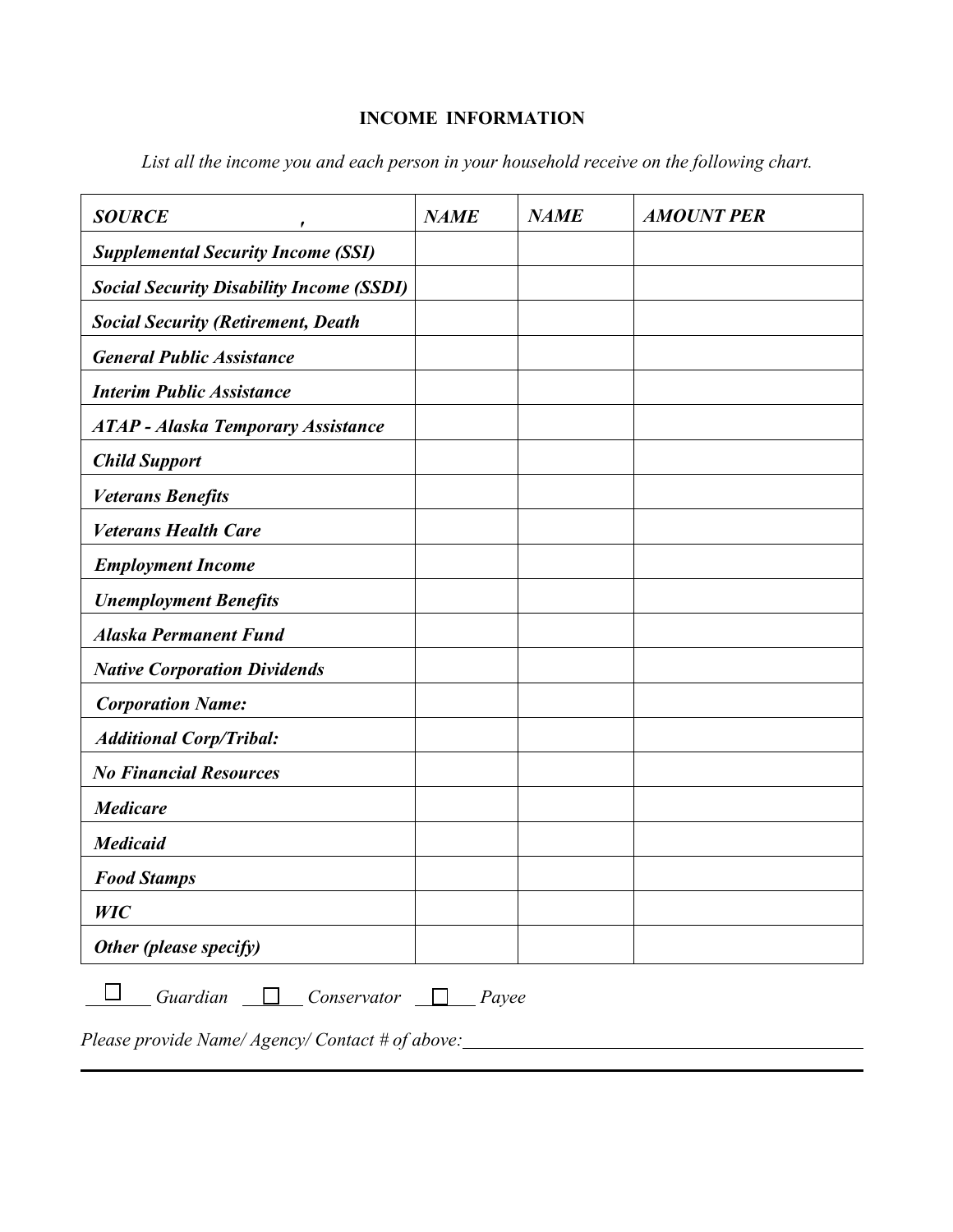## INCOME INFORMATION

*List all the income you and each person in your household receive on the following chart.*

| ***SOURCE ,*** | ***NAME*** | ***NAME*** | ***AMOUNT PER*** |
|---|---|---|---|
| ***Supplemental Security Income (SSI)*** | | | |
| ***Social Security Disability Income (SSDI)*** | | | |
| ***Social Security (Retirement, Death*** | | | |
| ***General Public Assistance*** | | | |
| ***Interim Public Assistance*** | | | |
| ***ATAP - Alaska Temporary Assistance*** | | | |
| ***Child Support*** | | | |
| ***Veterans Benefits*** | | | |
| ***Veterans Health Care*** | | | |
| ***Employment Income*** | | | |
| ***Unemployment Benefits*** | | | |
| ***Alaska Permanent Fund*** | | | |
| ***Native Corporation Dividends*** | | | |
| ***Corporation Name:*** | | | |
| ***Additional Corp/Tribal:*** | | | |
| ***No Financial Resources*** | | | |
| ***Medicare*** | | | |
| ***Medicaid*** | | | |
| ***Food Stamps*** | | | |
| ***WIC*** | | | |
| ***Other (please specify)*** | | | |

☐ *Guardian* ☐ *Conservator* ☐ *Payee*

*Please provide Name/ Agency/ Contact # of above:* ______________________________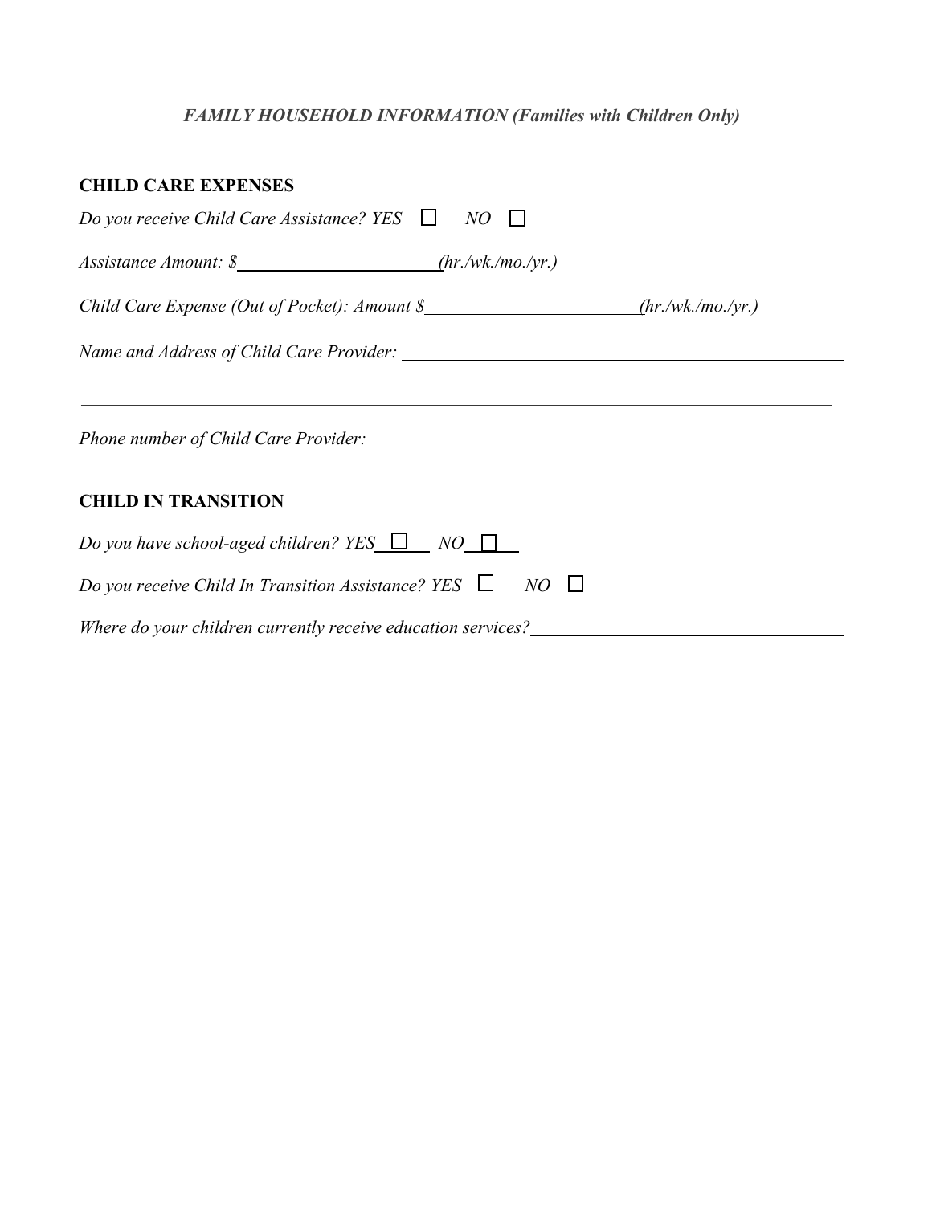*FAMILY HOUSEHOLD INFORMATION (Families with Children Only)*

## CHILD CARE EXPENSES

*Do you receive Child Care Assistance?* YES ☐ NO ☐

*Assistance Amount: $*\_\_\_\_\_\_\_\_\_\_\_\_\_\_\_\_\_\_\_\_\_\_*(hr./wk./mo./yr.)*

*Child Care Expense (Out of Pocket): Amount $*\_\_\_\_\_\_\_\_\_\_\_\_\_\_\_\_\_\_\_\_\_\_*(hr./wk./mo./yr.)*

*Name and Address of Child Care Provider:* \_\_\_\_\_\_\_\_\_\_\_\_\_\_\_\_\_\_\_\_\_\_\_\_\_\_\_\_\_\_\_\_\_\_\_\_\_\_\_\_\_\_\_\_

\_\_\_\_\_\_\_\_\_\_\_\_\_\_\_\_\_\_\_\_\_\_\_\_\_\_\_\_\_\_\_\_\_\_\_\_\_\_\_\_\_\_\_\_\_\_\_\_\_\_\_\_\_\_\_\_\_\_\_\_\_\_\_\_\_\_\_\_\_\_\_\_\_\_\_\_

*Phone number of Child Care Provider:* \_\_\_\_\_\_\_\_\_\_\_\_\_\_\_\_\_\_\_\_\_\_\_\_\_\_\_\_\_\_\_\_\_\_\_\_\_\_\_\_\_\_\_\_\_\_

## CHILD IN TRANSITION

*Do you have school-aged children?* YES ☐ NO ☐

*Do you receive Child In Transition Assistance?* YES ☐ NO ☐

*Where do your children currently receive education services?*\_\_\_\_\_\_\_\_\_\_\_\_\_\_\_\_\_\_\_\_\_\_\_\_\_\_\_\_\_\_\_\_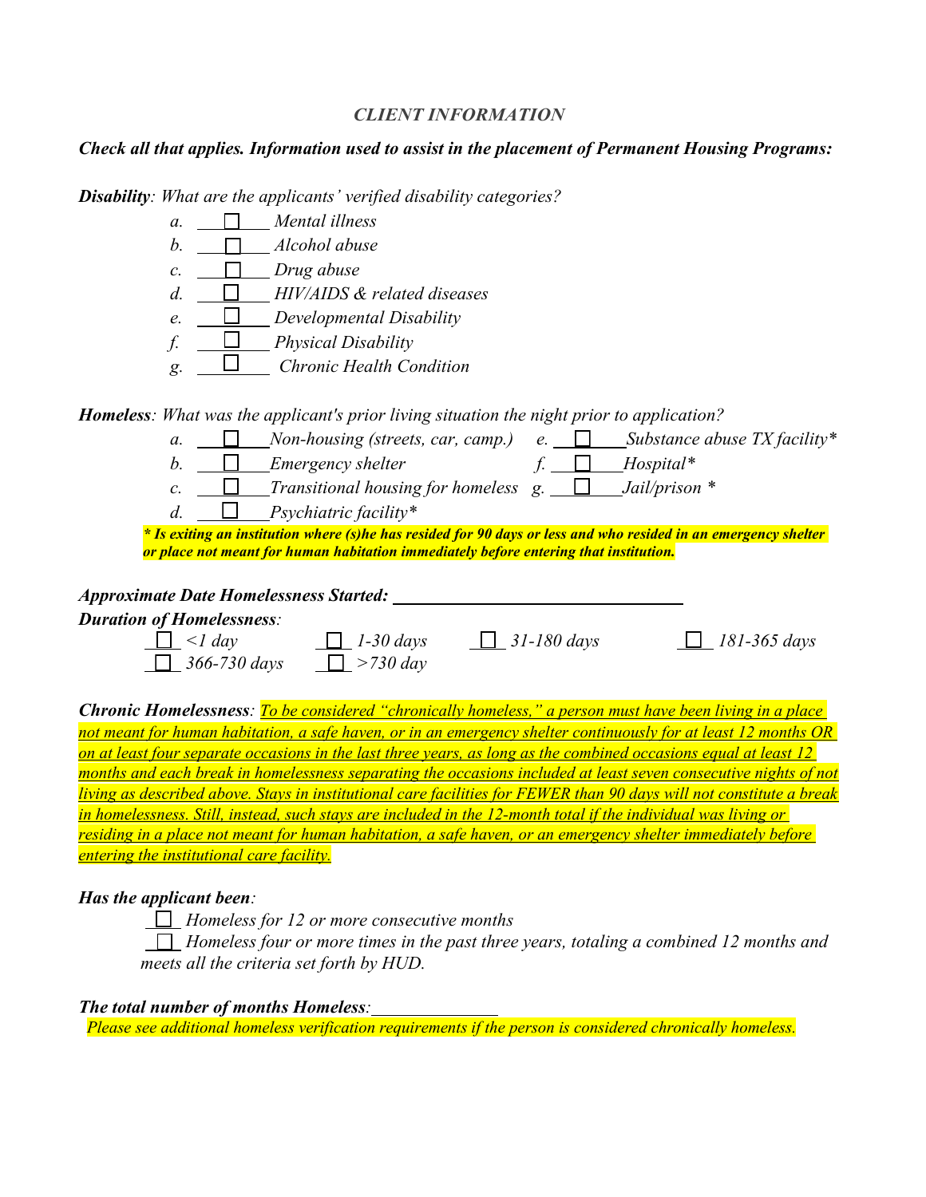### *CLIENT INFORMATION*

***Check all that applies. Information used to assist in the placement of Permanent Housing Programs:***

***Disability****: What are the applicants' verified disability categories?*

*a.* ☐ *Mental illness*
*b.* ☐ *Alcohol abuse*
*c.* ☐ *Drug abuse*
*d.* ☐ *HIV/AIDS & related diseases*
*e.* ☐ *Developmental Disability*
*f.* ☐ *Physical Disability*
*g.* ☐ *Chronic Health Condition*

***Homeless****: What was the applicant's prior living situation the night prior to application?*

*a.* ☐ *Non-housing (streets, car, camp.)*
*b.* ☐ *Emergency shelter*
*c.* ☐ *Transitional housing for homeless*
*d.* ☐ *Psychiatric facility\**
*e.* ☐ *Substance abuse TX facility\**
*f.* ☐ *Hospital\**
*g.* ☐ *Jail/prison \**

***\* Is exiting an institution where (s)he has resided for 90 days or less and who resided in an emergency shelter or place not meant for human habitation immediately before entering that institution.***

***Approximate Date Homelessness Started:*** ________________________________

***Duration of Homelessness****:*

☐ *<1 day* ☐ *1-30 days* ☐ *31-180 days* ☐ *181-365 days*
☐ *366-730 days* ☐ *>730 day*

***Chronic Homelessness****: To be considered "chronically homeless," a person must have been living in a place not meant for human habitation, a safe haven, or in an emergency shelter continuously for at least 12 months OR on at least four separate occasions in the last three years, as long as the combined occasions equal at least 12 months and each break in homelessness separating the occasions included at least seven consecutive nights of not living as described above. Stays in institutional care facilities for FEWER than 90 days will not constitute a break in homelessness. Still, instead, such stays are included in the 12-month total if the individual was living or residing in a place not meant for human habitation, a safe haven, or an emergency shelter immediately before entering the institutional care facility.*

***Has the applicant been****:*

☐ *Homeless for 12 or more consecutive months*
☐ *Homeless four or more times in the past three years, totaling a combined 12 months and meets all the criteria set forth by HUD.*

***The total number of months Homeless****:* _______________

*Please see additional homeless verification requirements if the person is considered chronically homeless.*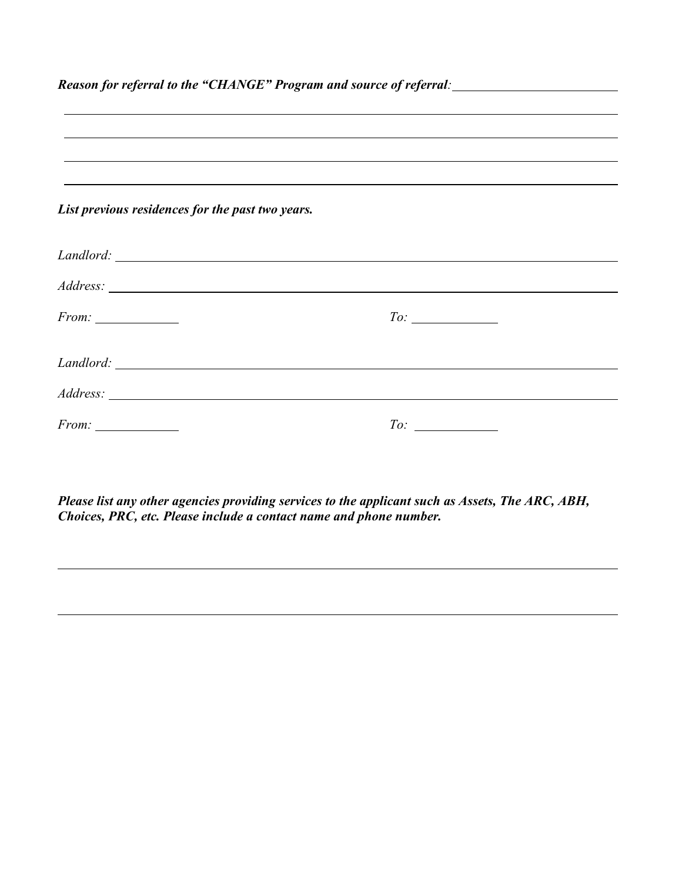***Reason for referral to the "CHANGE" Program and source of referral*:** ________________________

______________________________________________________________________________

______________________________________________________________________________

______________________________________________________________________________

______________________________________________________________________________

***List previous residences for the past two years.***

*Landlord:* ______________________________________________________________________

*Address:* ______________________________________________________________________

*From:* ______________ *To:* ______________

*Landlord:* ______________________________________________________________________

*Address:* ______________________________________________________________________

*From:* ______________ *To:* ______________

***Please list any other agencies providing services to the applicant such as Assets, The ARC, ABH, Choices, PRC, etc. Please include a contact name and phone number.***

______________________________________________________________________________

______________________________________________________________________________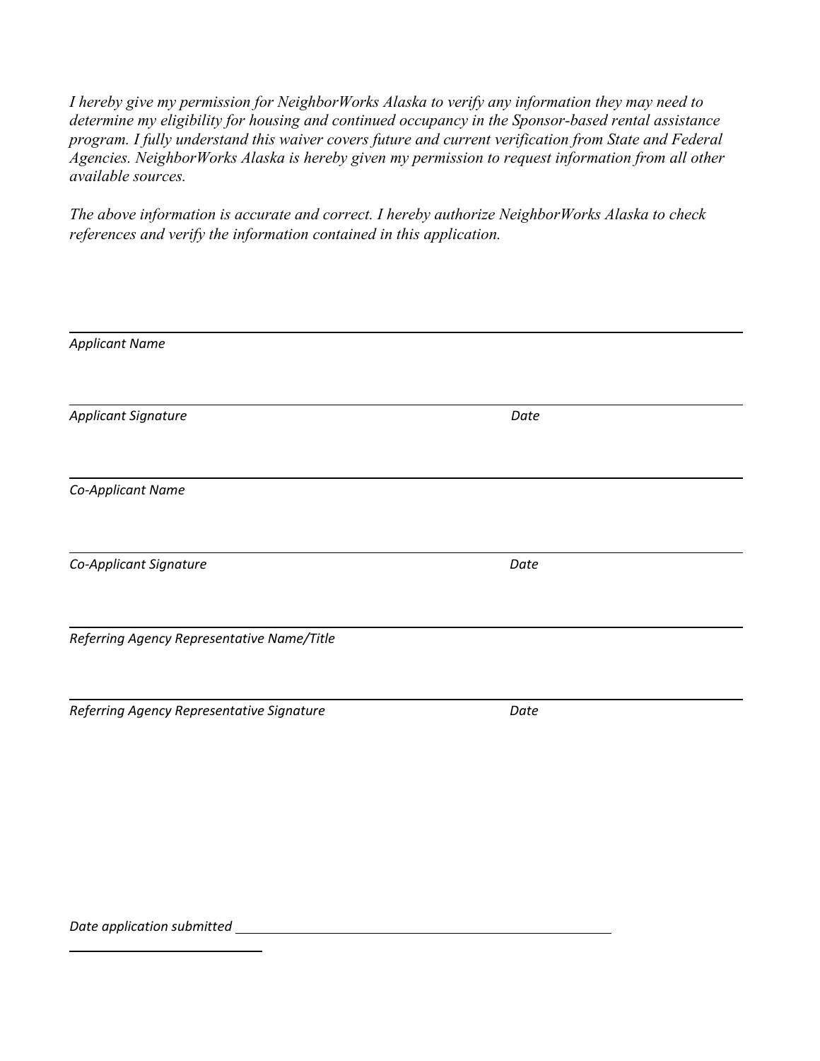*I hereby give my permission for NeighborWorks Alaska to verify any information they may need to determine my eligibility for housing and continued occupancy in the Sponsor-based rental assistance program. I fully understand this waiver covers future and current verification from State and Federal Agencies. NeighborWorks Alaska is hereby given my permission to request information from all other available sources.*

*The above information is accurate and correct. I hereby authorize NeighborWorks Alaska to check references and verify the information contained in this application.*

______________________________________________________________________

*Applicant Name*

______________________________________________________________________

*Applicant Signature* *Date*

______________________________________________________________________

*Co-Applicant Name*

______________________________________________________________________

*Co-Applicant Signature* *Date*

______________________________________________________________________

*Referring Agency Representative Name/Title*

______________________________________________________________________

*Referring Agency Representative Signature* *Date*

*Date application submitted* ______________________________________________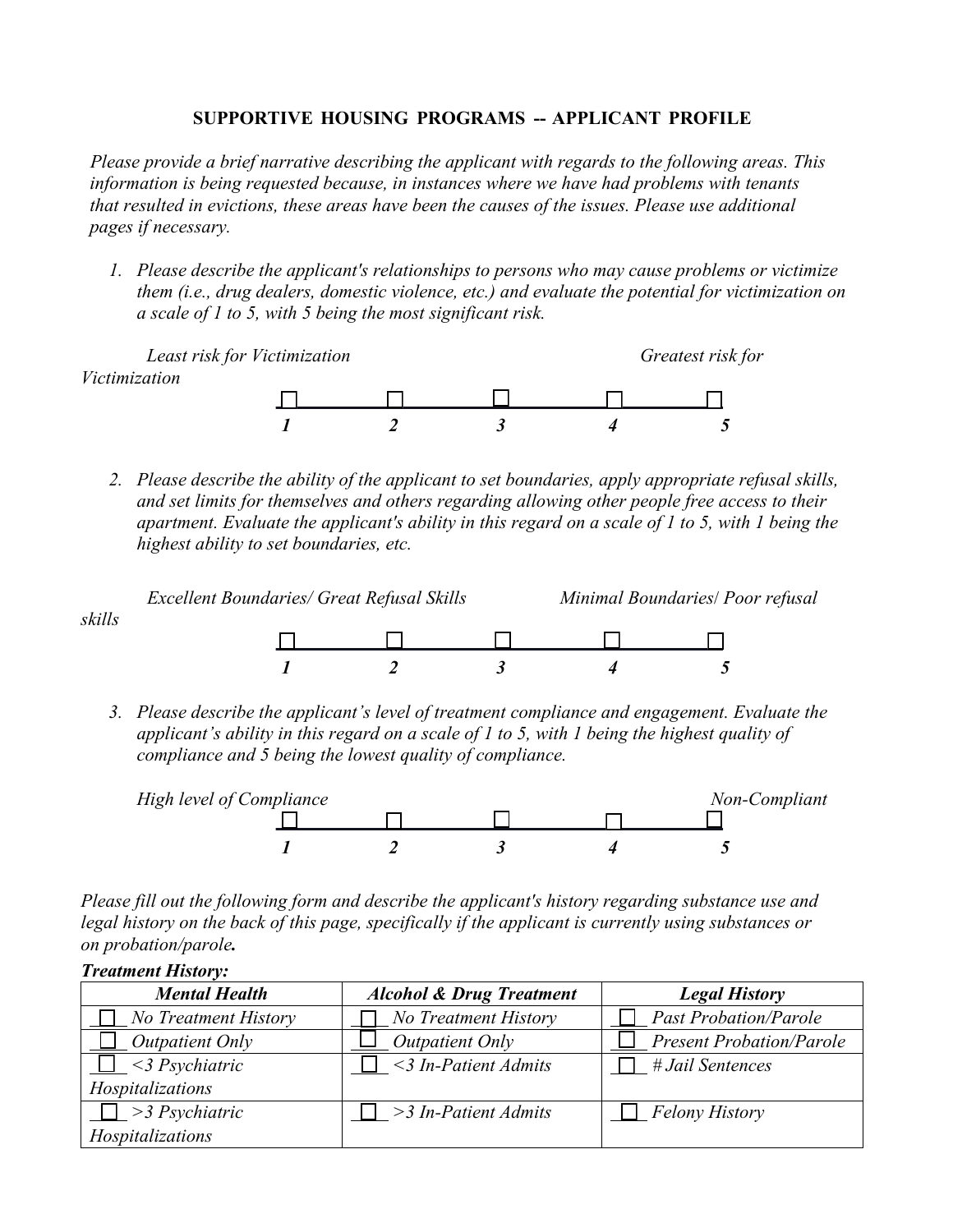# SUPPORTIVE HOUSING PROGRAMS -- APPLICANT PROFILE

*Please provide a brief narrative describing the applicant with regards to the following areas. This information is being requested because, in instances where we have had problems with tenants that resulted in evictions, these areas have been the causes of the issues. Please use additional pages if necessary.*

1. *Please describe the applicant's relationships to persons who may cause problems or victimize them (i.e., drug dealers, domestic violence, etc.) and evaluate the potential for victimization on a scale of 1 to 5, with 5 being the most significant risk.*

*Least risk for Victimization* — *Greatest risk for Victimization*

☐ **1** ☐ **2** ☐ **3** ☐ **4** ☐ **5**

2. *Please describe the ability of the applicant to set boundaries, apply appropriate refusal skills, and set limits for themselves and others regarding allowing other people free access to their apartment. Evaluate the applicant's ability in this regard on a scale of 1 to 5, with 1 being the highest ability to set boundaries, etc.*

*Excellent Boundaries/ Great Refusal Skills* — *Minimal Boundaries/ Poor refusal skills*

☐ **1** ☐ **2** ☐ **3** ☐ **4** ☐ **5**

3. *Please describe the applicant's level of treatment compliance and engagement. Evaluate the applicant's ability in this regard on a scale of 1 to 5, with 1 being the highest quality of compliance and 5 being the lowest quality of compliance.*

*High level of Compliance* — *Non-Compliant*

☐ **1** ☐ **2** ☐ **3** ☐ **4** ☐ **5**

*Please fill out the following form and describe the applicant's history regarding substance use and legal history on the back of this page, specifically if the applicant is currently using substances or on probation/parole.*

***Treatment History:***

| ***Mental Health*** | ***Alcohol & Drug Treatment*** | ***Legal History*** |
|---|---|---|
| ☐ *No Treatment History* | ☐ *No Treatment History* | ☐ *Past Probation/Parole* |
| ☐ *Outpatient Only* | ☐ *Outpatient Only* | ☐ *Present Probation/Parole* |
| ☐ *<3 Psychiatric Hospitalizations* | ☐ *<3 In-Patient Admits* | ☐ *# Jail Sentences* |
| ☐ *>3 Psychiatric Hospitalizations* | ☐ *>3 In-Patient Admits* | ☐ *Felony History* |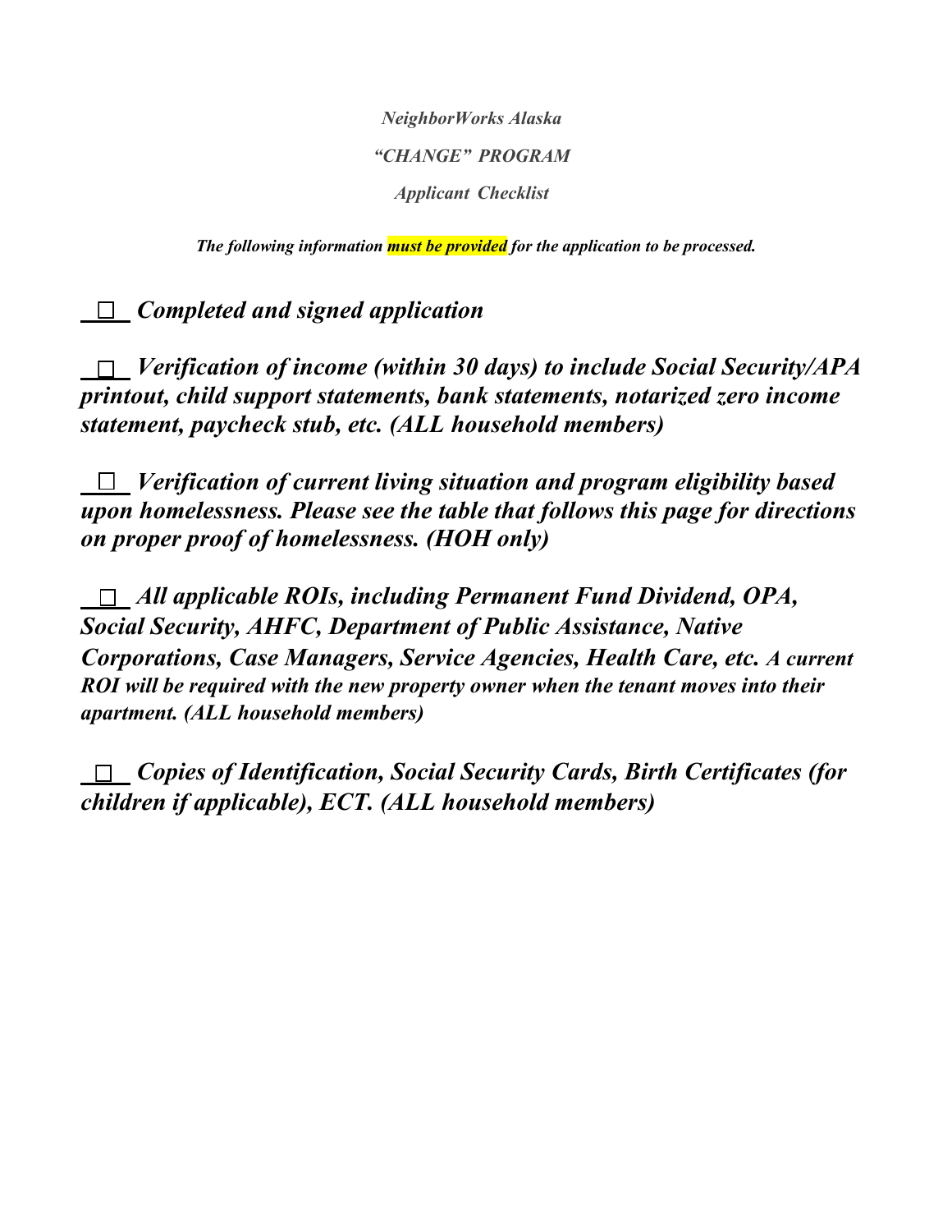*NeighborWorks Alaska*

*"CHANGE" PROGRAM*

*Applicant Checklist*

***The following information must be provided for the application to be processed.***

☐ ***Completed and signed application***

☐ ***Verification of income (within 30 days) to include Social Security/APA printout, child support statements, bank statements, notarized zero income statement, paycheck stub, etc. (ALL household members)***

☐ ***Verification of current living situation and program eligibility based upon homelessness. Please see the table that follows this page for directions on proper proof of homelessness. (HOH only)***

☐ ***All applicable ROIs, including Permanent Fund Dividend, OPA, Social Security, AHFC, Department of Public Assistance, Native Corporations, Case Managers, Service Agencies, Health Care, etc. A current ROI will be required with the new property owner when the tenant moves into their apartment. (ALL household members)***

☐ ***Copies of Identification, Social Security Cards, Birth Certificates (for children if applicable), ECT. (ALL household members)***